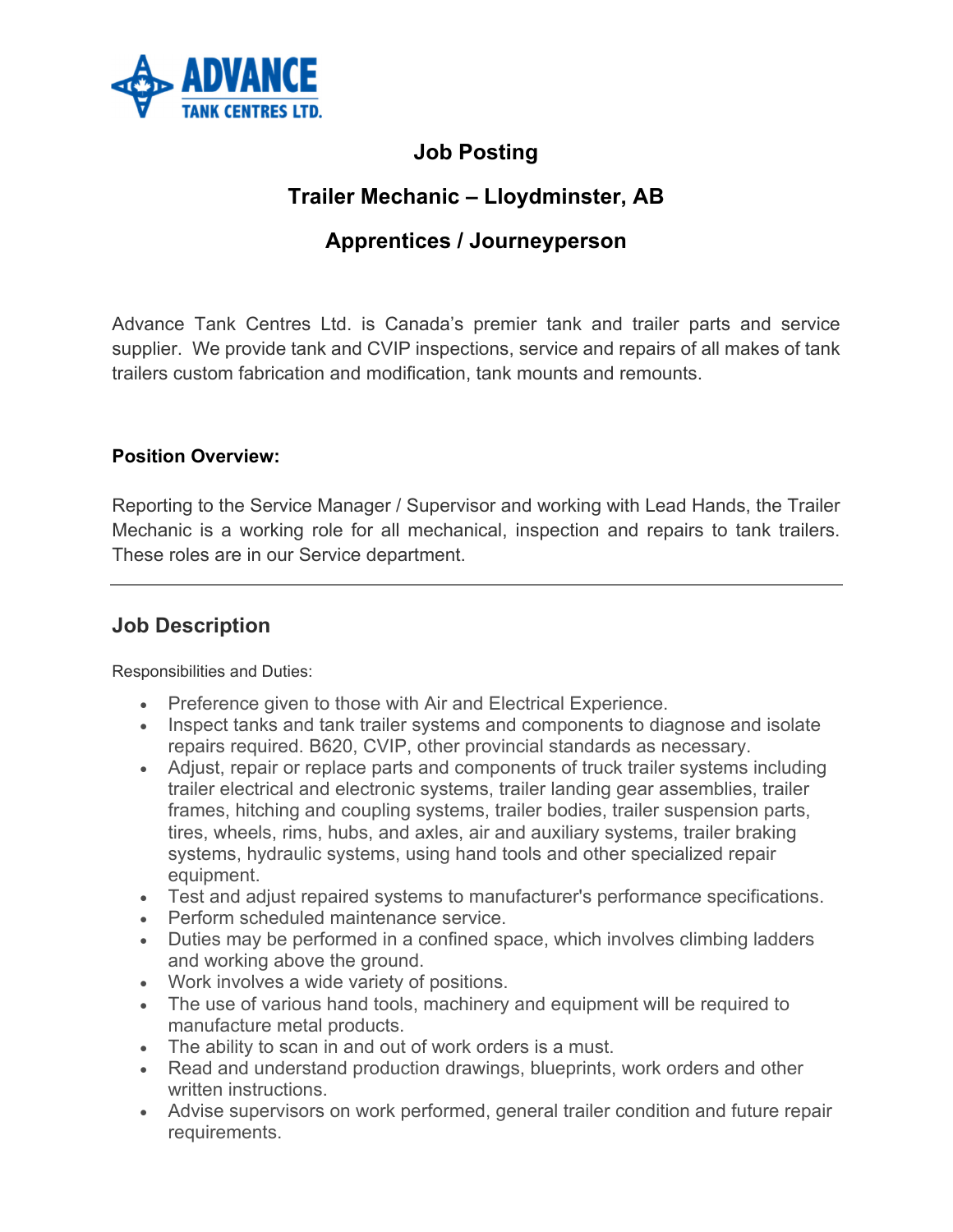ADVANCE TANK CENTRES LTD.

# Job Posting

## Trailer Mechanic – Lloydminster, AB

## Apprentices / Journeyperson

Advance Tank Centres Ltd. is Canada's premier tank and trailer parts and service supplier. We provide tank and CVIP inspections, service and repairs of all makes of tank trailers custom fabrication and modification, tank mounts and remounts.

**Position Overview:**

Reporting to the Service Manager / Supervisor and working with Lead Hands, the Trailer Mechanic is a working role for all mechanical, inspection and repairs to tank trailers. These roles are in our Service department.

---

## Job Description

Responsibilities and Duties:

- Preference given to those with Air and Electrical Experience.
- Inspect tanks and tank trailer systems and components to diagnose and isolate repairs required. B620, CVIP, other provincial standards as necessary.
- Adjust, repair or replace parts and components of truck trailer systems including trailer electrical and electronic systems, trailer landing gear assemblies, trailer frames, hitching and coupling systems, trailer bodies, trailer suspension parts, tires, wheels, rims, hubs, and axles, air and auxiliary systems, trailer braking systems, hydraulic systems, using hand tools and other specialized repair equipment.
- Test and adjust repaired systems to manufacturer's performance specifications.
- Perform scheduled maintenance service.
- Duties may be performed in a confined space, which involves climbing ladders and working above the ground.
- Work involves a wide variety of positions.
- The use of various hand tools, machinery and equipment will be required to manufacture metal products.
- The ability to scan in and out of work orders is a must.
- Read and understand production drawings, blueprints, work orders and other written instructions.
- Advise supervisors on work performed, general trailer condition and future repair requirements.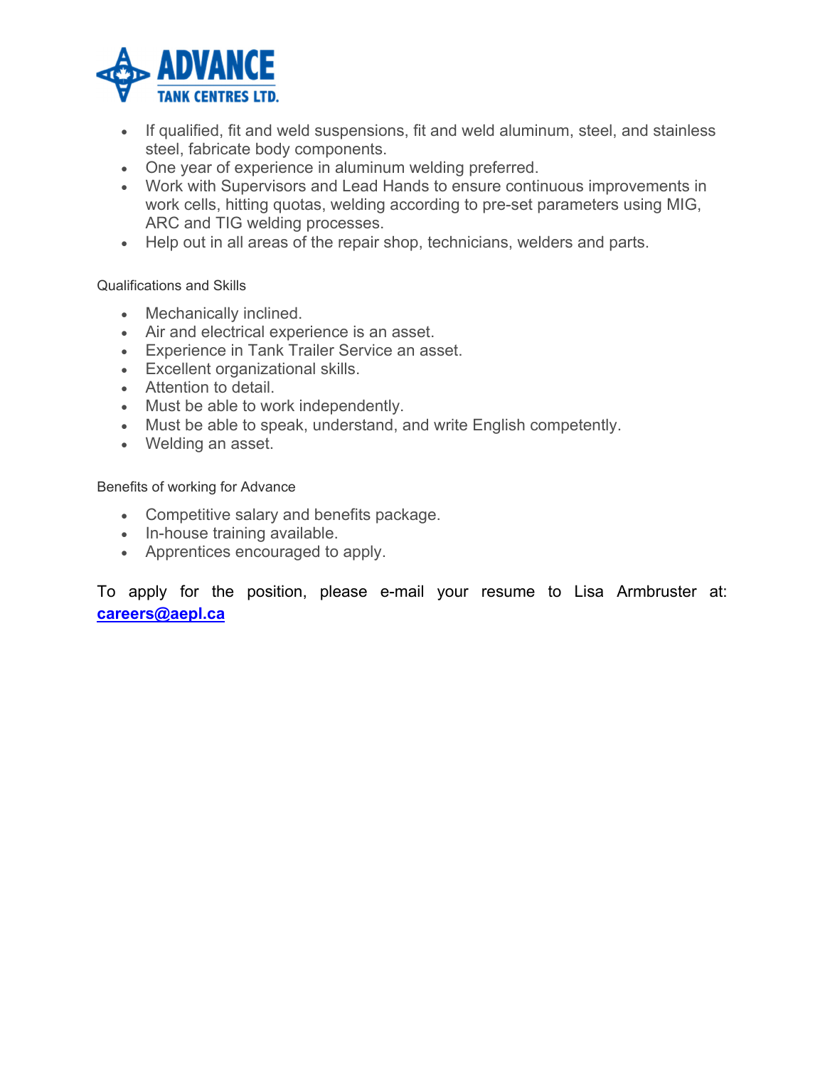- If qualified, fit and weld suspensions, fit and weld aluminum, steel, and stainless steel, fabricate body components.
- One year of experience in aluminum welding preferred.
- Work with Supervisors and Lead Hands to ensure continuous improvements in work cells, hitting quotas, welding according to pre-set parameters using MIG, ARC and TIG welding processes.
- Help out in all areas of the repair shop, technicians, welders and parts.

Qualifications and Skills

- Mechanically inclined.
- Air and electrical experience is an asset.
- Experience in Tank Trailer Service an asset.
- Excellent organizational skills.
- Attention to detail.
- Must be able to work independently.
- Must be able to speak, understand, and write English competently.
- Welding an asset.

Benefits of working for Advance

- Competitive salary and benefits package.
- In-house training available.
- Apprentices encouraged to apply.

To apply for the position, please e-mail your resume to Lisa Armbruster at: **careers@aepl.ca**